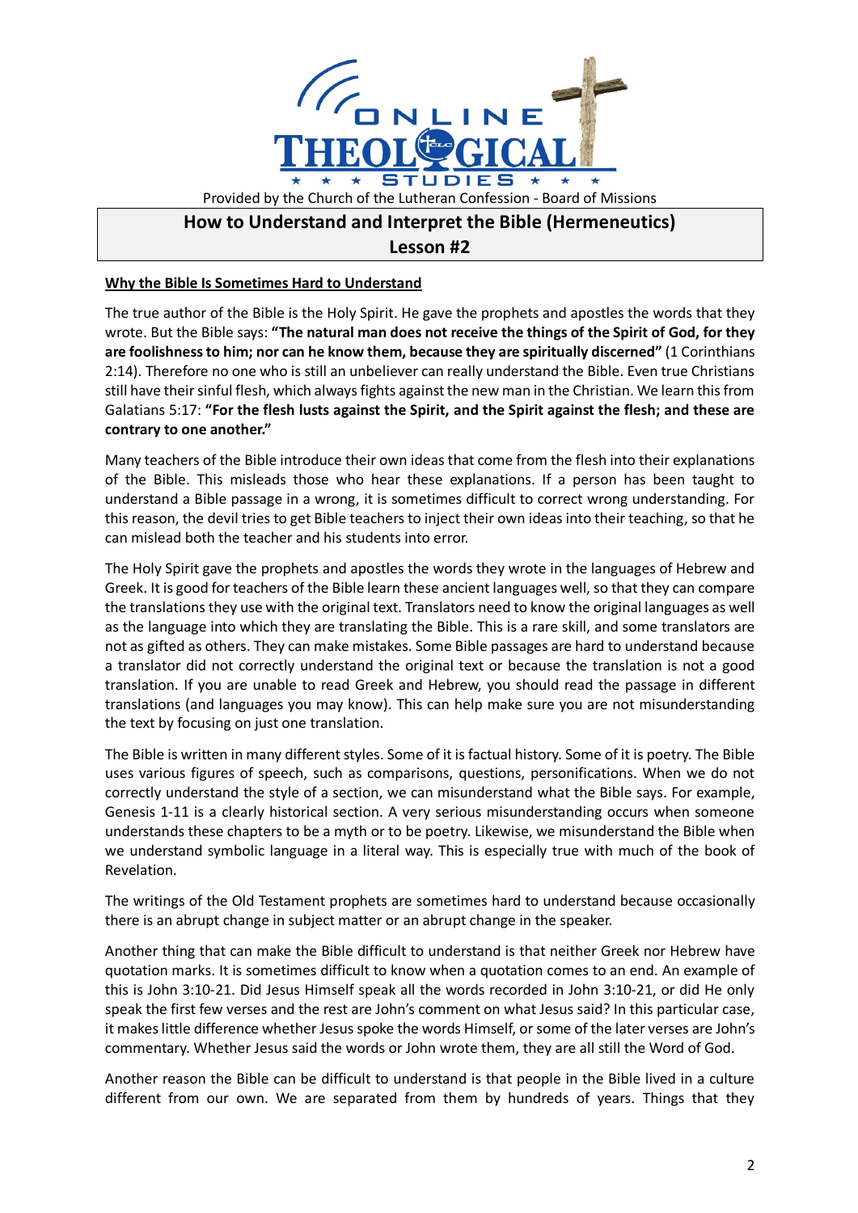Provided by the Church of the Lutheran Confession - Board of Missions

# How to Understand and Interpret the Bible (Hermeneutics)
## Lesson #2

**Why the Bible Is Sometimes Hard to Understand**

The true author of the Bible is the Holy Spirit. He gave the prophets and apostles the words that they wrote. But the Bible says: **"The natural man does not receive the things of the Spirit of God, for they are foolishness to him; nor can he know them, because they are spiritually discerned"** (1 Corinthians 2:14). Therefore no one who is still an unbeliever can really understand the Bible. Even true Christians still have their sinful flesh, which always fights against the new man in the Christian. We learn this from Galatians 5:17: **"For the flesh lusts against the Spirit, and the Spirit against the flesh; and these are contrary to one another."**

Many teachers of the Bible introduce their own ideas that come from the flesh into their explanations of the Bible. This misleads those who hear these explanations. If a person has been taught to understand a Bible passage in a wrong, it is sometimes difficult to correct wrong understanding. For this reason, the devil tries to get Bible teachers to inject their own ideas into their teaching, so that he can mislead both the teacher and his students into error.

The Holy Spirit gave the prophets and apostles the words they wrote in the languages of Hebrew and Greek. It is good for teachers of the Bible learn these ancient languages well, so that they can compare the translations they use with the original text. Translators need to know the original languages as well as the language into which they are translating the Bible. This is a rare skill, and some translators are not as gifted as others. They can make mistakes. Some Bible passages are hard to understand because a translator did not correctly understand the original text or because the translation is not a good translation. If you are unable to read Greek and Hebrew, you should read the passage in different translations (and languages you may know). This can help make sure you are not misunderstanding the text by focusing on just one translation.

The Bible is written in many different styles. Some of it is factual history. Some of it is poetry. The Bible uses various figures of speech, such as comparisons, questions, personifications. When we do not correctly understand the style of a section, we can misunderstand what the Bible says. For example, Genesis 1-11 is a clearly historical section. A very serious misunderstanding occurs when someone understands these chapters to be a myth or to be poetry. Likewise, we misunderstand the Bible when we understand symbolic language in a literal way. This is especially true with much of the book of Revelation.

The writings of the Old Testament prophets are sometimes hard to understand because occasionally there is an abrupt change in subject matter or an abrupt change in the speaker.

Another thing that can make the Bible difficult to understand is that neither Greek nor Hebrew have quotation marks. It is sometimes difficult to know when a quotation comes to an end. An example of this is John 3:10-21. Did Jesus Himself speak all the words recorded in John 3:10-21, or did He only speak the first few verses and the rest are John's comment on what Jesus said? In this particular case, it makes little difference whether Jesus spoke the words Himself, or some of the later verses are John's commentary. Whether Jesus said the words or John wrote them, they are all still the Word of God.

Another reason the Bible can be difficult to understand is that people in the Bible lived in a culture different from our own. We are separated from them by hundreds of years. Things that they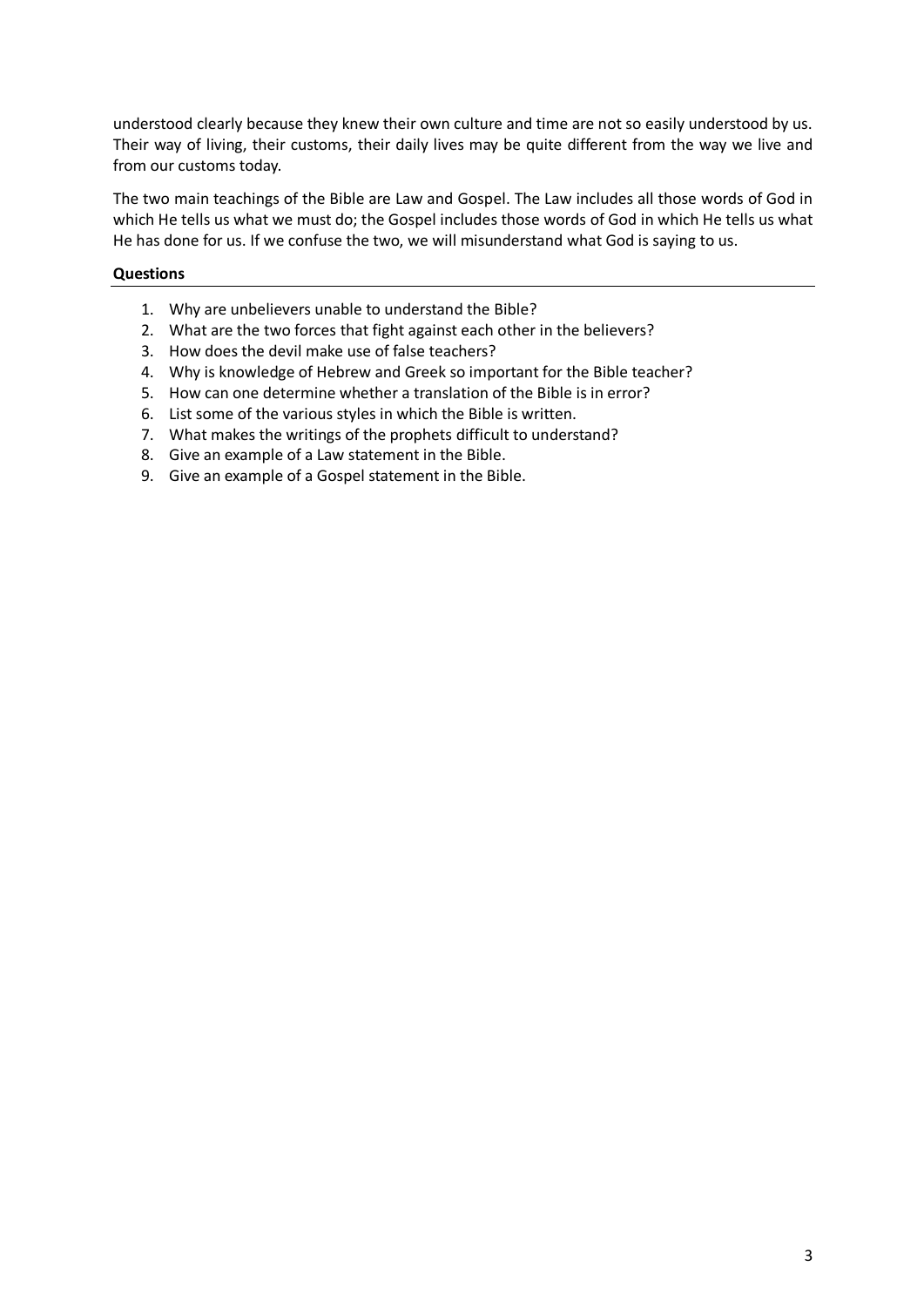understood clearly because they knew their own culture and time are not so easily understood by us. Their way of living, their customs, their daily lives may be quite different from the way we live and from our customs today.

The two main teachings of the Bible are Law and Gospel. The Law includes all those words of God in which He tells us what we must do; the Gospel includes those words of God in which He tells us what He has done for us. If we confuse the two, we will misunderstand what God is saying to us.

**Questions**

1. Why are unbelievers unable to understand the Bible?
2. What are the two forces that fight against each other in the believers?
3. How does the devil make use of false teachers?
4. Why is knowledge of Hebrew and Greek so important for the Bible teacher?
5. How can one determine whether a translation of the Bible is in error?
6. List some of the various styles in which the Bible is written.
7. What makes the writings of the prophets difficult to understand?
8. Give an example of a Law statement in the Bible.
9. Give an example of a Gospel statement in the Bible.